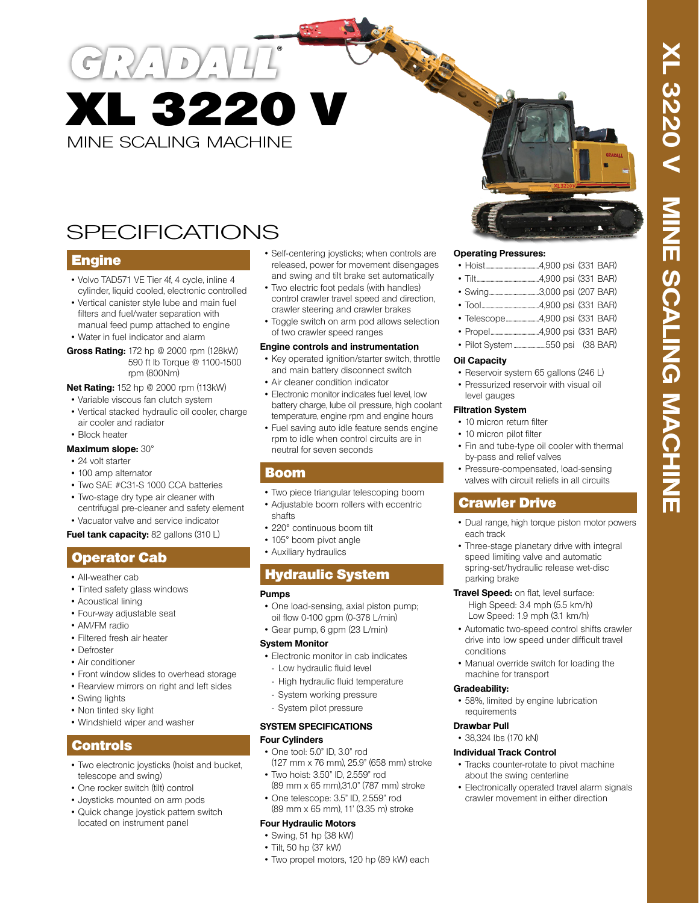# GRADALL®

# XL 3220 V

MINE SCALING MACHINE

## SPECIFICATIONS

### Engine

- Volvo TAD571 VE Tier 4f, 4 cycle, inline 4 cylinder, liquid cooled, electronic controlled
- Vertical canister style lube and main fuel filters and fuel/water separation with manual feed pump attached to engine
- Water in fuel indicator and alarm

**Gross Rating:** 172 hp @ 2000 rpm (128kW)
590 ft lb Torque @ 1100-1500 rpm (800Nm)

**Net Rating:** 152 hp @ 2000 rpm (113kW)

- Variable viscous fan clutch system
- Vertical stacked hydraulic oil cooler, charge air cooler and radiator
- Block heater

**Maximum slope:** 30°

- 24 volt starter
- 100 amp alternator
- Two SAE #C31-S 1000 CCA batteries
- Two-stage dry type air cleaner with centrifugal pre-cleaner and safety element
- Vacuator valve and service indicator

**Fuel tank capacity:** 82 gallons (310 L)

### Operator Cab

- All-weather cab
- Tinted safety glass windows
- Acoustical lining
- Four-way adjustable seat
- AM/FM radio
- Filtered fresh air heater
- Defroster
- Air conditioner
- Front window slides to overhead storage
- Rearview mirrors on right and left sides
- Swing lights
- Non tinted sky light
- Windshield wiper and washer

### Controls

- Two electronic joysticks (hoist and bucket, telescope and swing)
- One rocker switch (tilt) control
- Joysticks mounted on arm pods
- Quick change joystick pattern switch located on instrument panel
- Self-centering joysticks; when controls are released, power for movement disengages and swing and tilt brake set automatically
- Two electric foot pedals (with handles) control crawler travel speed and direction, crawler steering and crawler brakes
- Toggle switch on arm pod allows selection of two crawler speed ranges

**Engine controls and instrumentation**

- Key operated ignition/starter switch, throttle and main battery disconnect switch
- Air cleaner condition indicator
- Electronic monitor indicates fuel level, low battery charge, lube oil pressure, high coolant temperature, engine rpm and engine hours
- Fuel saving auto idle feature sends engine rpm to idle when control circuits are in neutral for seven seconds

### Boom

- Two piece triangular telescoping boom
- Adjustable boom rollers with eccentric shafts
- 220° continuous boom tilt
- 105° boom pivot angle
- Auxiliary hydraulics

### Hydraulic System

**Pumps**

- One load-sensing, axial piston pump; oil flow 0-100 gpm (0-378 L/min)
- Gear pump, 6 gpm (23 L/min)

**System Monitor**

- Electronic monitor in cab indicates
  - Low hydraulic fluid level
  - High hydraulic fluid temperature
  - System working pressure
  - System pilot pressure

**SYSTEM SPECIFICATIONS**

**Four Cylinders**

- One tool: 5.0" ID, 3.0" rod (127 mm x 76 mm), 25.9" (658 mm) stroke
- Two hoist: 3.50" ID, 2.559" rod (89 mm x 65 mm),31.0" (787 mm) stroke
- One telescope: 3.5" ID, 2.559" rod (89 mm x 65 mm), 11' (3.35 m) stroke

**Four Hydraulic Motors**

- Swing, 51 hp (38 kW)
- Tilt, 50 hp (37 kW)
- Two propel motors, 120 hp (89 kW) each

**Operating Pressures:**

- Hoist......4,900 psi (331 BAR)
- Tilt......4,900 psi (331 BAR)
- Swing......3,000 psi (207 BAR)
- Tool......4,900 psi (331 BAR)
- Telescope......4,900 psi (331 BAR)
- Propel......4,900 psi (331 BAR)
- Pilot System......550 psi (38 BAR)

**Oil Capacity**

- Reservoir system 65 gallons (246 L)
- Pressurized reservoir with visual oil level gauges

**Filtration System**

- 10 micron return filter
- 10 micron pilot filter
- Fin and tube-type oil cooler with thermal by-pass and relief valves
- Pressure-compensated, load-sensing valves with circuit reliefs in all circuits

### Crawler Drive

- Dual range, high torque piston motor powers each track
- Three-stage planetary drive with integral speed limiting valve and automatic spring-set/hydraulic release wet-disc parking brake

**Travel Speed:** on flat, level surface:
High Speed: 3.4 mph (5.5 km/h)
Low Speed: 1.9 mph (3.1 km/h)

- Automatic two-speed control shifts crawler drive into low speed under difficult travel conditions
- Manual override switch for loading the machine for transport

**Gradeability:**

- 58%, limited by engine lubrication requirements

**Drawbar Pull**

- 38,324 lbs (170 kN)

**Individual Track Control**

- Tracks counter-rotate to pivot machine about the swing centerline
- Electronically operated travel alarm signals crawler movement in either direction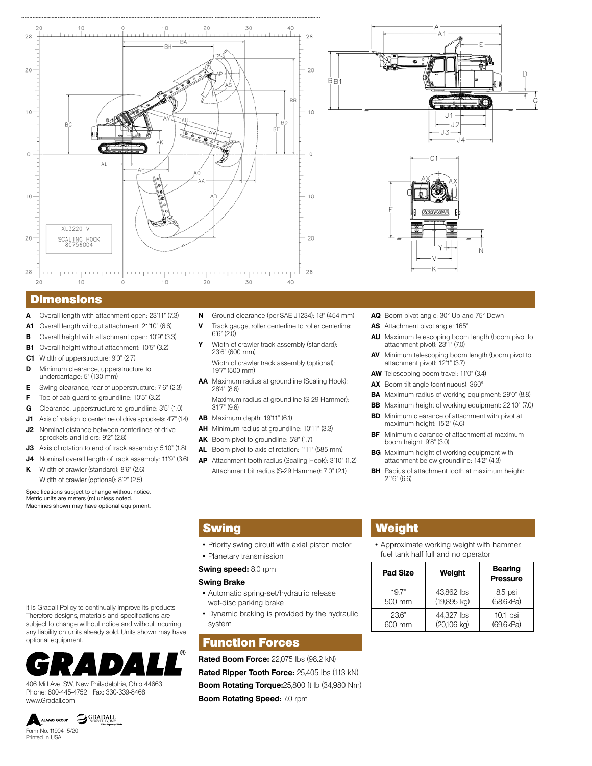XL3220 V
SCALING HOOK
80756004

## Dimensions

- **A** Overall length with attachment open: 23'11" (7.3)
- **A1** Overall length without attachment: 21'10" (6.6)
- **B** Overall height with attachment open: 10'9" (3.3)
- **B1** Overall height without attachment: 10'5" (3.2)
- **C1** Width of upperstructure: 9'0" (2.7)
- **D** Minimum clearance, upperstructure to undercarriage: 5" (130 mm)
- **E** Swing clearance, rear of upperstructure: 7'6" (2.3)
- **F** Top of cab guard to groundline: 10'5" (3.2)
- **G** Clearance, upperstructure to groundline: 3'5" (1.0)
- **J1** Axis of rotation to centerline of drive sprockets: 4'7" (1.4)
- **J2** Nominal distance between centerlines of drive sprockets and idlers: 9'2" (2.8)
- **J3** Axis of rotation to end of track assembly: 5'10" (1.8)
- **J4** Nominal overall length of track assembly: 11'9" (3.6)
- **K** Width of crawler (standard): 8'6" (2.6)
  Width of crawler (optional): 8'2" (2.5)

Specifications subject to change without notice.
Metric units are meters (m) unless noted.
Machines shown may have optional equipment.

- **N** Ground clearance (per SAE J1234): 18" (454 mm)
- **V** Track gauge, roller centerline to roller centerline: 6'6" (2.0)
- **Y** Width of crawler track assembly (standard): 23.6" (600 mm)
  Width of crawler track assembly (optional): 19.7" (500 mm)
- **AA** Maximum radius at groundline (Scaling Hook): 28'4" (8.6)
  Maximum radius at groundline (S-29 Hammer): 31'7" (9.6)
- **AB** Maximum depth: 19'11" (6.1)
- **AH** Minimum radius at groundline: 10'11" (3.3)
- **AK** Boom pivot to groundline: 5'8" (1.7)
- **AL** Boom pivot to axis of rotation: 1'11" (585 mm)
- **AP** Attachment tooth radius (Scaling Hook): 3'10" (1.2)
  Attachment bit radius (S-29 Hammer): 7'0" (2.1)

- **AQ** Boom pivot angle: 30° Up and 75° Down
- **AS** Attachment pivot angle: 165°
- **AU** Maximum telescoping boom length (boom pivot to attachment pivot): 23'1" (7.0)
- **AV** Minimum telescoping boom length (boom pivot to attachment pivot): 12'1" (3.7)
- **AW** Telescoping boom travel: 11'0" (3.4)
- **AX** Boom tilt angle (continuous): 360°
- **BA** Maximum radius of working equipment: 29'0" (8.8)
- **BB** Maximum height of working equipment: 22'10" (7.0)
- **BD** Minimum clearance of attachment with pivot at maximum height: 15'2" (4.6)
- **BF** Minimum clearance of attachment at maximum boom height: 9'8" (3.0)
- **BG** Maximum height of working equipment with attachment below groundline: 14'2" (4.3)
- **BH** Radius of attachment tooth at maximum height: 21'6" (6.6)

It is Gradall Policy to continually improve its products. Therefore designs, materials and specifications are subject to change without notice and without incurring any liability on units already sold. Units shown may have optional equipment.

GRADALL®

406 Mill Ave. SW, New Philadelphia, Ohio 44663
Phone: 800-445-4752 Fax: 330-339-8468
www.Gradall.com

ALAMO GROUP GRADALL INDUSTRIES, INC.

Form No. 11904 5/20
Printed in USA

## Swing

- Priority swing circuit with axial piston motor
- Planetary transmission

**Swing speed:** 8.0 rpm

**Swing Brake**

- Automatic spring-set/hydraulic release wet-disc parking brake
- Dynamic braking is provided by the hydraulic system

## Function Forces

**Rated Boom Force:** 22,075 lbs (98.2 kN)

**Rated Ripper Tooth Force:** 25,405 lbs (113 kN)

**Boom Rotating Torque:** 25,800 ft lb (34,980 Nm)

**Boom Rotating Speed:** 7.0 rpm

## Weight

- Approximate working weight with hammer, fuel tank half full and no operator

| Pad Size | Weight | Bearing Pressure |
|---|---|---|
| 19.7" 500 mm | 43,862 lbs (19,895 kg) | 8.5 psi (58.6kPa) |
| 23.6" 600 mm | 44,327 lbs (20,106 kg) | 10.1 psi (69.6kPa) |